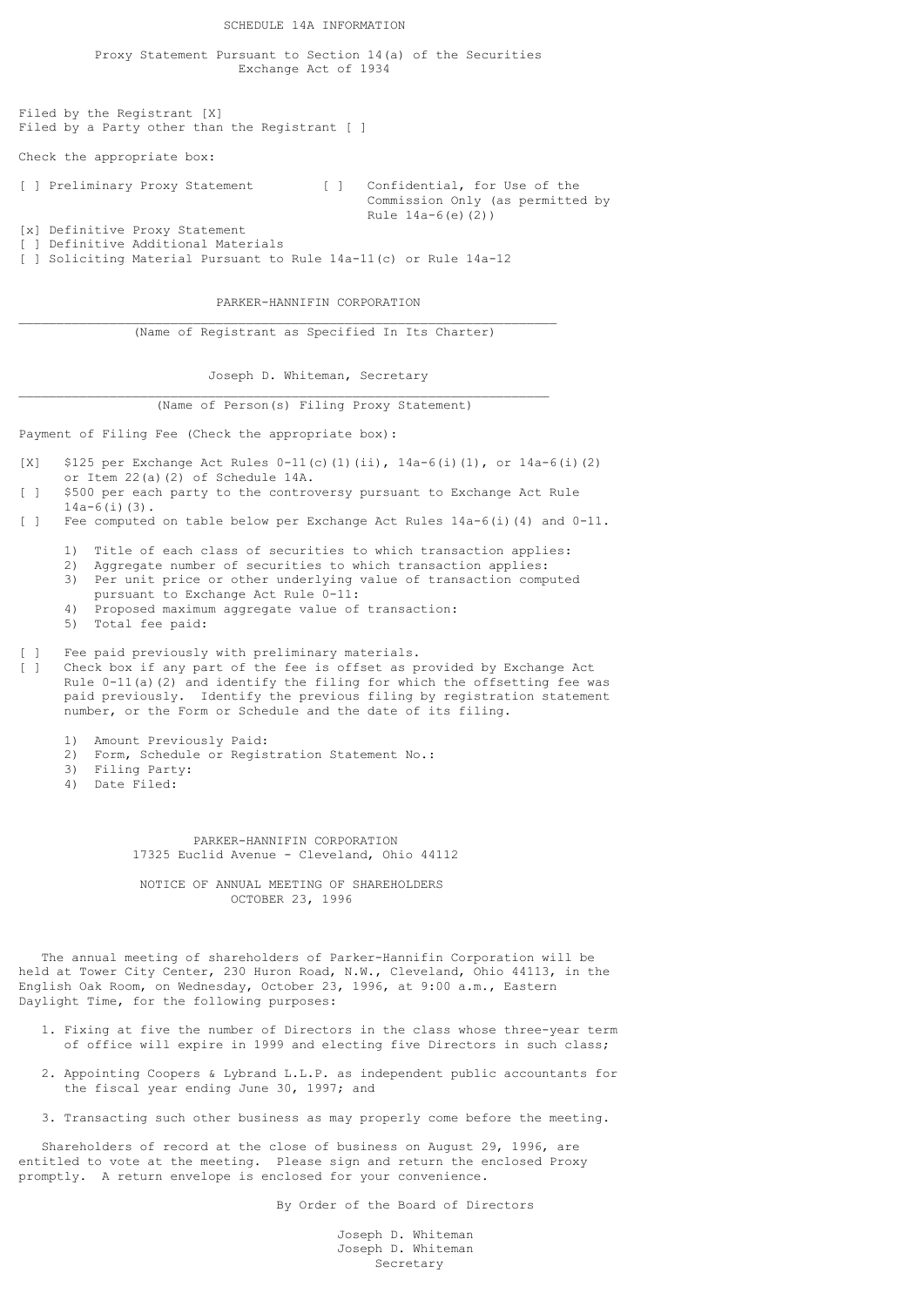SCHEDULE 14A INFORMATION

Proxy Statement Pursuant to Section 14(a) of the Securities Exchange Act of 1934

Filed by the Registrant [X]
Filed by a Party other than the Registrant [ ]

Check the appropriate box:

[ ] Preliminary Proxy Statement

[ ] Confidential, for Use of the Commission Only (as permitted by Rule 14a-6(e)(2))

[x] Definitive Proxy Statement
[ ] Definitive Additional Materials
[ ] Soliciting Material Pursuant to Rule 14a-11(c) or Rule 14a-12

PARKER-HANNIFIN CORPORATION

(Name of Registrant as Specified In Its Charter)

Joseph D. Whiteman, Secretary

(Name of Person(s) Filing Proxy Statement)

Payment of Filing Fee (Check the appropriate box):

[X] $125 per Exchange Act Rules 0-11(c)(1)(ii), 14a-6(i)(1), or 14a-6(i)(2) or Item 22(a)(2) of Schedule 14A.

[ ] $500 per each party to the controversy pursuant to Exchange Act Rule 14a-6(i)(3).

[ ] Fee computed on table below per Exchange Act Rules 14a-6(i)(4) and 0-11.

1) Title of each class of securities to which transaction applies:
2) Aggregate number of securities to which transaction applies:
3) Per unit price or other underlying value of transaction computed pursuant to Exchange Act Rule 0-11:
4) Proposed maximum aggregate value of transaction:
5) Total fee paid:

[ ] Fee paid previously with preliminary materials.

[ ] Check box if any part of the fee is offset as provided by Exchange Act Rule 0-11(a)(2) and identify the filing for which the offsetting fee was paid previously. Identify the previous filing by registration statement number, or the Form or Schedule and the date of its filing.

1) Amount Previously Paid:
2) Form, Schedule or Registration Statement No.:
3) Filing Party:
4) Date Filed:

# PARKER-HANNIFIN CORPORATION

17325 Euclid Avenue - Cleveland, Ohio 44112

## NOTICE OF ANNUAL MEETING OF SHAREHOLDERS

OCTOBER 23, 1996

The annual meeting of shareholders of Parker-Hannifin Corporation will be held at Tower City Center, 230 Huron Road, N.W., Cleveland, Ohio 44113, in the English Oak Room, on Wednesday, October 23, 1996, at 9:00 a.m., Eastern Daylight Time, for the following purposes:

1. Fixing at five the number of Directors in the class whose three-year term of office will expire in 1999 and electing five Directors in such class;

2. Appointing Coopers & Lybrand L.L.P. as independent public accountants for the fiscal year ending June 30, 1997; and

3. Transacting such other business as may properly come before the meeting.

Shareholders of record at the close of business on August 29, 1996, are entitled to vote at the meeting. Please sign and return the enclosed Proxy promptly. A return envelope is enclosed for your convenience.

By Order of the Board of Directors

Joseph D. Whiteman
Joseph D. Whiteman
Secretary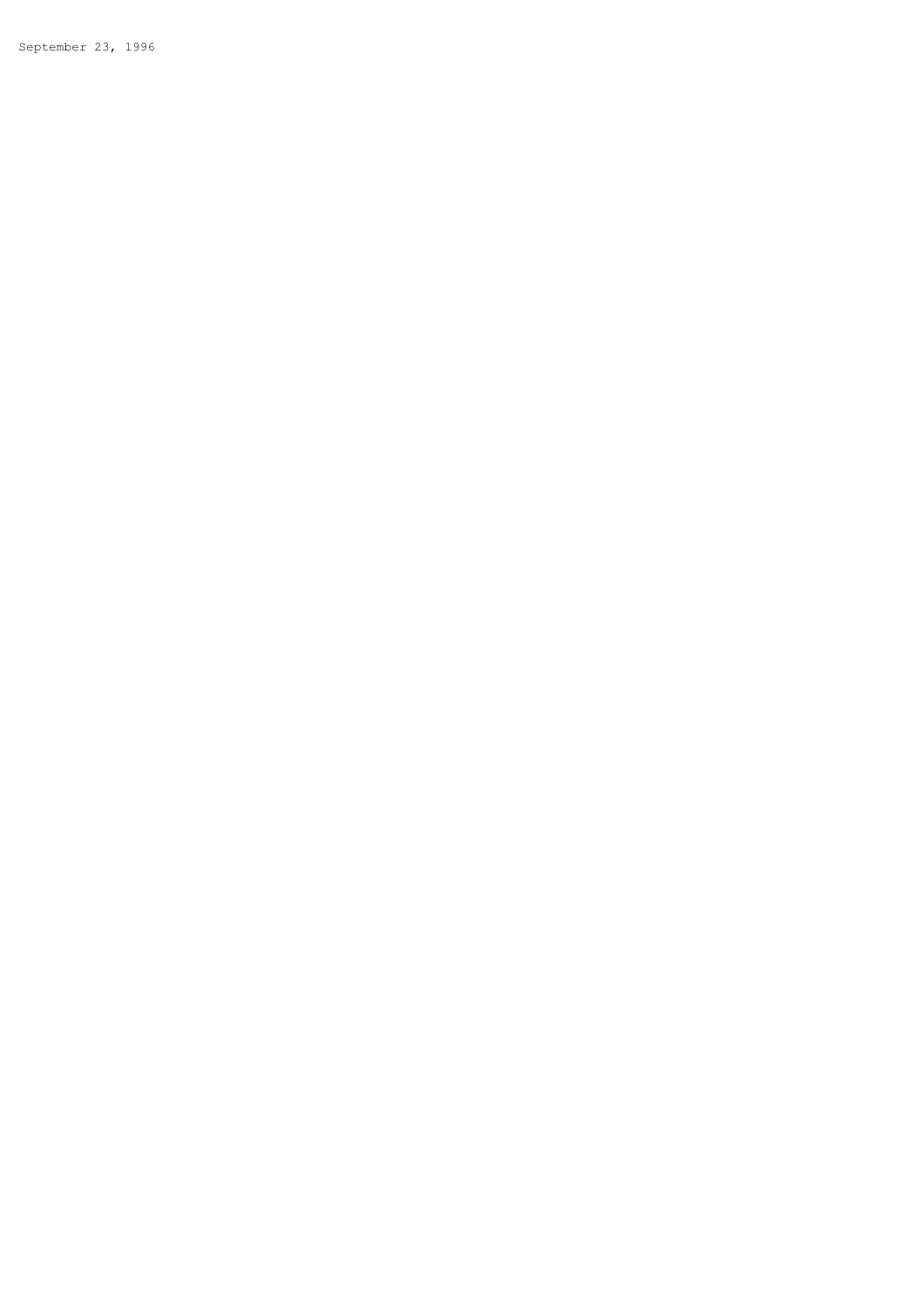September 23, 1996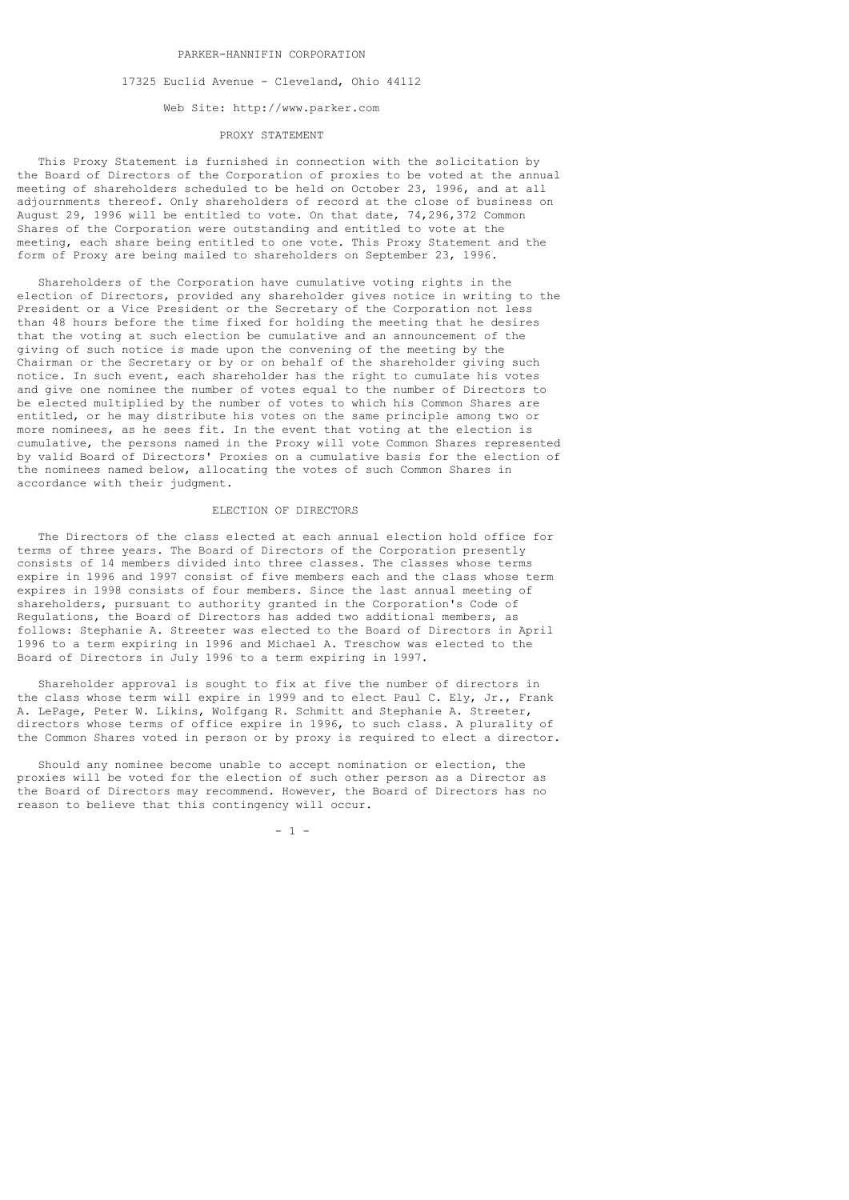PARKER-HANNIFIN CORPORATION

17325 Euclid Avenue - Cleveland, Ohio 44112

Web Site: http://www.parker.com

# PROXY STATEMENT

This Proxy Statement is furnished in connection with the solicitation by the Board of Directors of the Corporation of proxies to be voted at the annual meeting of shareholders scheduled to be held on October 23, 1996, and at all adjournments thereof. Only shareholders of record at the close of business on August 29, 1996 will be entitled to vote. On that date, 74,296,372 Common Shares of the Corporation were outstanding and entitled to vote at the meeting, each share being entitled to one vote. This Proxy Statement and the form of Proxy are being mailed to shareholders on September 23, 1996.

Shareholders of the Corporation have cumulative voting rights in the election of Directors, provided any shareholder gives notice in writing to the President or a Vice President or the Secretary of the Corporation not less than 48 hours before the time fixed for holding the meeting that he desires that the voting at such election be cumulative and an announcement of the giving of such notice is made upon the convening of the meeting by the Chairman or the Secretary or by or on behalf of the shareholder giving such notice. In such event, each shareholder has the right to cumulate his votes and give one nominee the number of votes equal to the number of Directors to be elected multiplied by the number of votes to which his Common Shares are entitled, or he may distribute his votes on the same principle among two or more nominees, as he sees fit. In the event that voting at the election is cumulative, the persons named in the Proxy will vote Common Shares represented by valid Board of Directors' Proxies on a cumulative basis for the election of the nominees named below, allocating the votes of such Common Shares in accordance with their judgment.

## ELECTION OF DIRECTORS

The Directors of the class elected at each annual election hold office for terms of three years. The Board of Directors of the Corporation presently consists of 14 members divided into three classes. The classes whose terms expire in 1996 and 1997 consist of five members each and the class whose term expires in 1998 consists of four members. Since the last annual meeting of shareholders, pursuant to authority granted in the Corporation's Code of Regulations, the Board of Directors has added two additional members, as follows: Stephanie A. Streeter was elected to the Board of Directors in April 1996 to a term expiring in 1996 and Michael A. Treschow was elected to the Board of Directors in July 1996 to a term expiring in 1997.

Shareholder approval is sought to fix at five the number of directors in the class whose term will expire in 1999 and to elect Paul C. Ely, Jr., Frank A. LePage, Peter W. Likins, Wolfgang R. Schmitt and Stephanie A. Streeter, directors whose terms of office expire in 1996, to such class. A plurality of the Common Shares voted in person or by proxy is required to elect a director.

Should any nominee become unable to accept nomination or election, the proxies will be voted for the election of such other person as a Director as the Board of Directors may recommend. However, the Board of Directors has no reason to believe that this contingency will occur.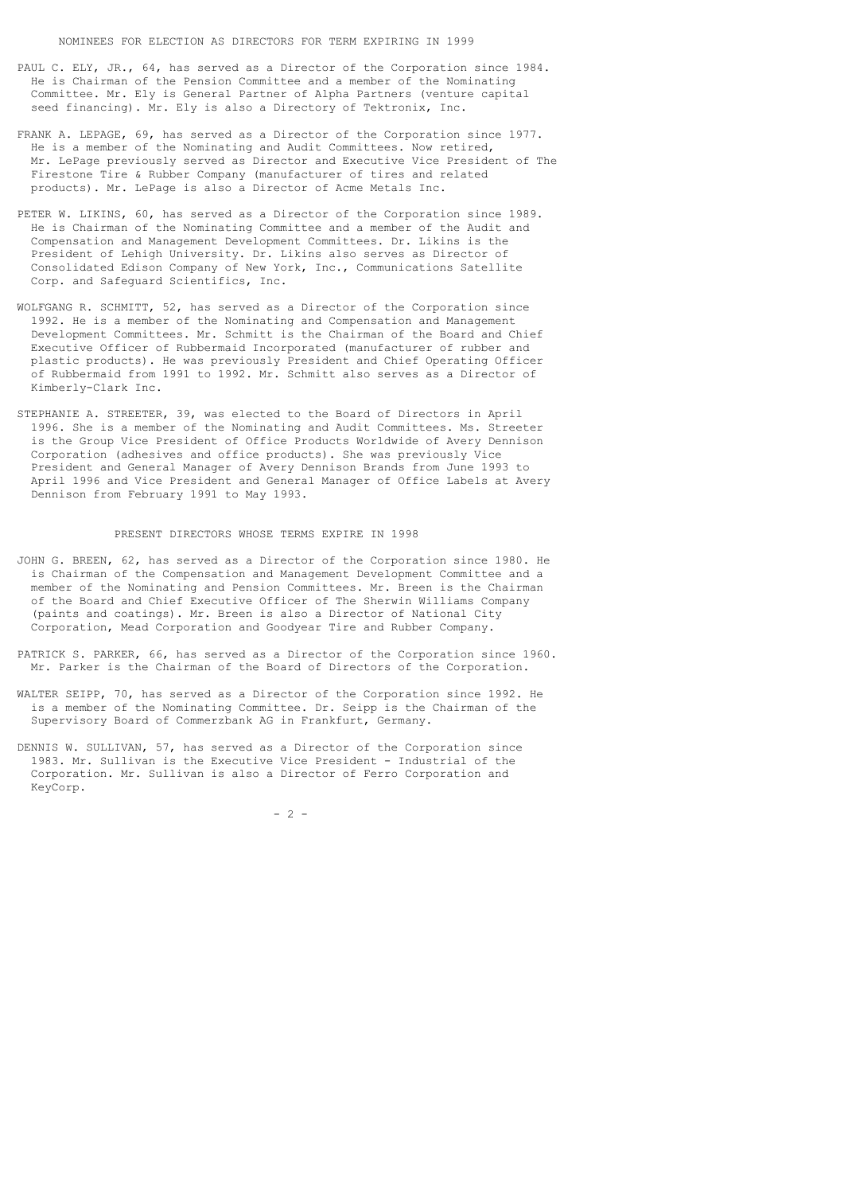## NOMINEES FOR ELECTION AS DIRECTORS FOR TERM EXPIRING IN 1999

PAUL C. ELY, JR., 64, has served as a Director of the Corporation since 1984. He is Chairman of the Pension Committee and a member of the Nominating Committee. Mr. Ely is General Partner of Alpha Partners (venture capital seed financing). Mr. Ely is also a Directory of Tektronix, Inc.

FRANK A. LEPAGE, 69, has served as a Director of the Corporation since 1977. He is a member of the Nominating and Audit Committees. Now retired, Mr. LePage previously served as Director and Executive Vice President of The Firestone Tire & Rubber Company (manufacturer of tires and related products). Mr. LePage is also a Director of Acme Metals Inc.

PETER W. LIKINS, 60, has served as a Director of the Corporation since 1989. He is Chairman of the Nominating Committee and a member of the Audit and Compensation and Management Development Committees. Dr. Likins is the President of Lehigh University. Dr. Likins also serves as Director of Consolidated Edison Company of New York, Inc., Communications Satellite Corp. and Safeguard Scientifics, Inc.

WOLFGANG R. SCHMITT, 52, has served as a Director of the Corporation since 1992. He is a member of the Nominating and Compensation and Management Development Committees. Mr. Schmitt is the Chairman of the Board and Chief Executive Officer of Rubbermaid Incorporated (manufacturer of rubber and plastic products). He was previously President and Chief Operating Officer of Rubbermaid from 1991 to 1992. Mr. Schmitt also serves as a Director of Kimberly-Clark Inc.

STEPHANIE A. STREETER, 39, was elected to the Board of Directors in April 1996. She is a member of the Nominating and Audit Committees. Ms. Streeter is the Group Vice President of Office Products Worldwide of Avery Dennison Corporation (adhesives and office products). She was previously Vice President and General Manager of Avery Dennison Brands from June 1993 to April 1996 and Vice President and General Manager of Office Labels at Avery Dennison from February 1991 to May 1993.

## PRESENT DIRECTORS WHOSE TERMS EXPIRE IN 1998

JOHN G. BREEN, 62, has served as a Director of the Corporation since 1980. He is Chairman of the Compensation and Management Development Committee and a member of the Nominating and Pension Committees. Mr. Breen is the Chairman of the Board and Chief Executive Officer of The Sherwin Williams Company (paints and coatings). Mr. Breen is also a Director of National City Corporation, Mead Corporation and Goodyear Tire and Rubber Company.

PATRICK S. PARKER, 66, has served as a Director of the Corporation since 1960. Mr. Parker is the Chairman of the Board of Directors of the Corporation.

WALTER SEIPP, 70, has served as a Director of the Corporation since 1992. He is a member of the Nominating Committee. Dr. Seipp is the Chairman of the Supervisory Board of Commerzbank AG in Frankfurt, Germany.

DENNIS W. SULLIVAN, 57, has served as a Director of the Corporation since 1983. Mr. Sullivan is the Executive Vice President - Industrial of the Corporation. Mr. Sullivan is also a Director of Ferro Corporation and KeyCorp.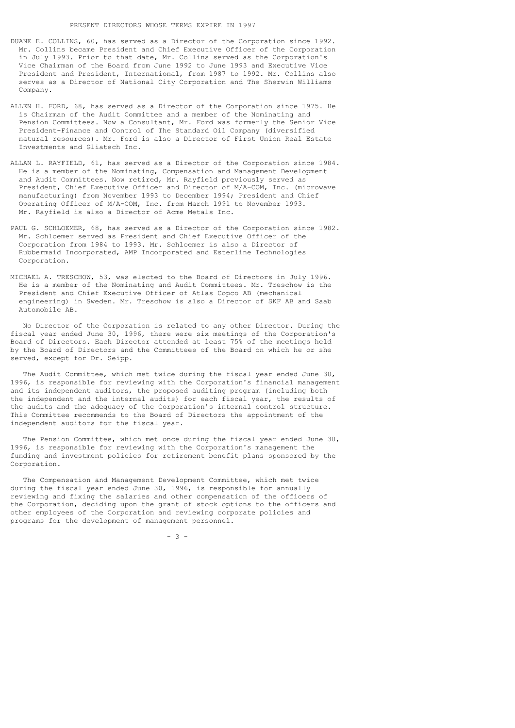## PRESENT DIRECTORS WHOSE TERMS EXPIRE IN 1997

DUANE E. COLLINS, 60, has served as a Director of the Corporation since 1992. Mr. Collins became President and Chief Executive Officer of the Corporation in July 1993. Prior to that date, Mr. Collins served as the Corporation's Vice Chairman of the Board from June 1992 to June 1993 and Executive Vice President and President, International, from 1987 to 1992. Mr. Collins also serves as a Director of National City Corporation and The Sherwin Williams Company.

ALLEN H. FORD, 68, has served as a Director of the Corporation since 1975. He is Chairman of the Audit Committee and a member of the Nominating and Pension Committees. Now a Consultant, Mr. Ford was formerly the Senior Vice President-Finance and Control of The Standard Oil Company (diversified natural resources). Mr. Ford is also a Director of First Union Real Estate Investments and Gliatech Inc.

ALLAN L. RAYFIELD, 61, has served as a Director of the Corporation since 1984. He is a member of the Nominating, Compensation and Management Development and Audit Committees. Now retired, Mr. Rayfield previously served as President, Chief Executive Officer and Director of M/A-COM, Inc. (microwave manufacturing) from November 1993 to December 1994; President and Chief Operating Officer of M/A-COM, Inc. from March 1991 to November 1993. Mr. Rayfield is also a Director of Acme Metals Inc.

PAUL G. SCHLOEMER, 68, has served as a Director of the Corporation since 1982. Mr. Schloemer served as President and Chief Executive Officer of the Corporation from 1984 to 1993. Mr. Schloemer is also a Director of Rubbermaid Incorporated, AMP Incorporated and Esterline Technologies Corporation.

MICHAEL A. TRESCHOW, 53, was elected to the Board of Directors in July 1996. He is a member of the Nominating and Audit Committees. Mr. Treschow is the President and Chief Executive Officer of Atlas Copco AB (mechanical engineering) in Sweden. Mr. Treschow is also a Director of SKF AB and Saab Automobile AB.

No Director of the Corporation is related to any other Director. During the fiscal year ended June 30, 1996, there were six meetings of the Corporation's Board of Directors. Each Director attended at least 75% of the meetings held by the Board of Directors and the Committees of the Board on which he or she served, except for Dr. Seipp.

The Audit Committee, which met twice during the fiscal year ended June 30, 1996, is responsible for reviewing with the Corporation's financial management and its independent auditors, the proposed auditing program (including both the independent and the internal audits) for each fiscal year, the results of the audits and the adequacy of the Corporation's internal control structure. This Committee recommends to the Board of Directors the appointment of the independent auditors for the fiscal year.

The Pension Committee, which met once during the fiscal year ended June 30, 1996, is responsible for reviewing with the Corporation's management the funding and investment policies for retirement benefit plans sponsored by the Corporation.

The Compensation and Management Development Committee, which met twice during the fiscal year ended June 30, 1996, is responsible for annually reviewing and fixing the salaries and other compensation of the officers of the Corporation, deciding upon the grant of stock options to the officers and other employees of the Corporation and reviewing corporate policies and programs for the development of management personnel.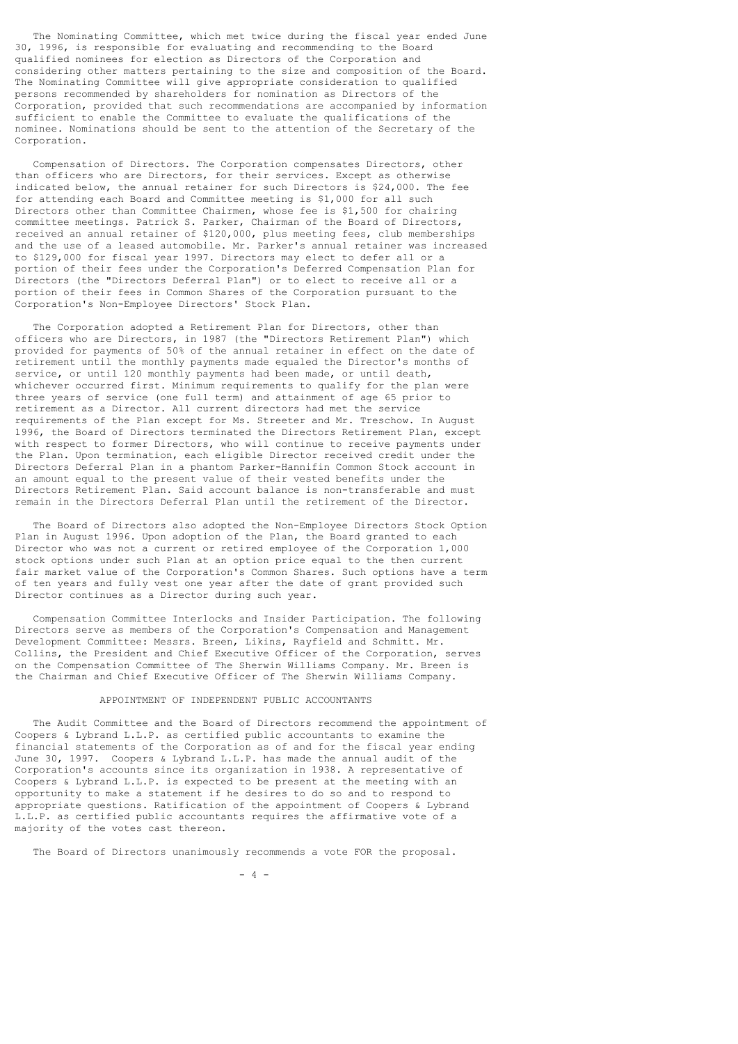The Nominating Committee, which met twice during the fiscal year ended June 30, 1996, is responsible for evaluating and recommending to the Board qualified nominees for election as Directors of the Corporation and considering other matters pertaining to the size and composition of the Board. The Nominating Committee will give appropriate consideration to qualified persons recommended by shareholders for nomination as Directors of the Corporation, provided that such recommendations are accompanied by information sufficient to enable the Committee to evaluate the qualifications of the nominee. Nominations should be sent to the attention of the Secretary of the Corporation.

Compensation of Directors. The Corporation compensates Directors, other than officers who are Directors, for their services. Except as otherwise indicated below, the annual retainer for such Directors is $24,000. The fee for attending each Board and Committee meeting is $1,000 for all such Directors other than Committee Chairmen, whose fee is $1,500 for chairing committee meetings. Patrick S. Parker, Chairman of the Board of Directors, received an annual retainer of $120,000, plus meeting fees, club memberships and the use of a leased automobile. Mr. Parker's annual retainer was increased to $129,000 for fiscal year 1997. Directors may elect to defer all or a portion of their fees under the Corporation's Deferred Compensation Plan for Directors (the "Directors Deferral Plan") or to elect to receive all or a portion of their fees in Common Shares of the Corporation pursuant to the Corporation's Non-Employee Directors' Stock Plan.

The Corporation adopted a Retirement Plan for Directors, other than officers who are Directors, in 1987 (the "Directors Retirement Plan") which provided for payments of 50% of the annual retainer in effect on the date of retirement until the monthly payments made equaled the Director's months of service, or until 120 monthly payments had been made, or until death, whichever occurred first. Minimum requirements to qualify for the plan were three years of service (one full term) and attainment of age 65 prior to retirement as a Director. All current directors had met the service requirements of the Plan except for Ms. Streeter and Mr. Treschow. In August 1996, the Board of Directors terminated the Directors Retirement Plan, except with respect to former Directors, who will continue to receive payments under the Plan. Upon termination, each eligible Director received credit under the Directors Deferral Plan in a phantom Parker-Hannifin Common Stock account in an amount equal to the present value of their vested benefits under the Directors Retirement Plan. Said account balance is non-transferable and must remain in the Directors Deferral Plan until the retirement of the Director.

The Board of Directors also adopted the Non-Employee Directors Stock Option Plan in August 1996. Upon adoption of the Plan, the Board granted to each Director who was not a current or retired employee of the Corporation 1,000 stock options under such Plan at an option price equal to the then current fair market value of the Corporation's Common Shares. Such options have a term of ten years and fully vest one year after the date of grant provided such Director continues as a Director during such year.

Compensation Committee Interlocks and Insider Participation. The following Directors serve as members of the Corporation's Compensation and Management Development Committee: Messrs. Breen, Likins, Rayfield and Schmitt. Mr. Collins, the President and Chief Executive Officer of the Corporation, serves on the Compensation Committee of The Sherwin Williams Company. Mr. Breen is the Chairman and Chief Executive Officer of The Sherwin Williams Company.

## APPOINTMENT OF INDEPENDENT PUBLIC ACCOUNTANTS

The Audit Committee and the Board of Directors recommend the appointment of Coopers & Lybrand L.L.P. as certified public accountants to examine the financial statements of the Corporation as of and for the fiscal year ending June 30, 1997. Coopers & Lybrand L.L.P. has made the annual audit of the Corporation's accounts since its organization in 1938. A representative of Coopers & Lybrand L.L.P. is expected to be present at the meeting with an opportunity to make a statement if he desires to do so and to respond to appropriate questions. Ratification of the appointment of Coopers & Lybrand L.L.P. as certified public accountants requires the affirmative vote of a majority of the votes cast thereon.

The Board of Directors unanimously recommends a vote FOR the proposal.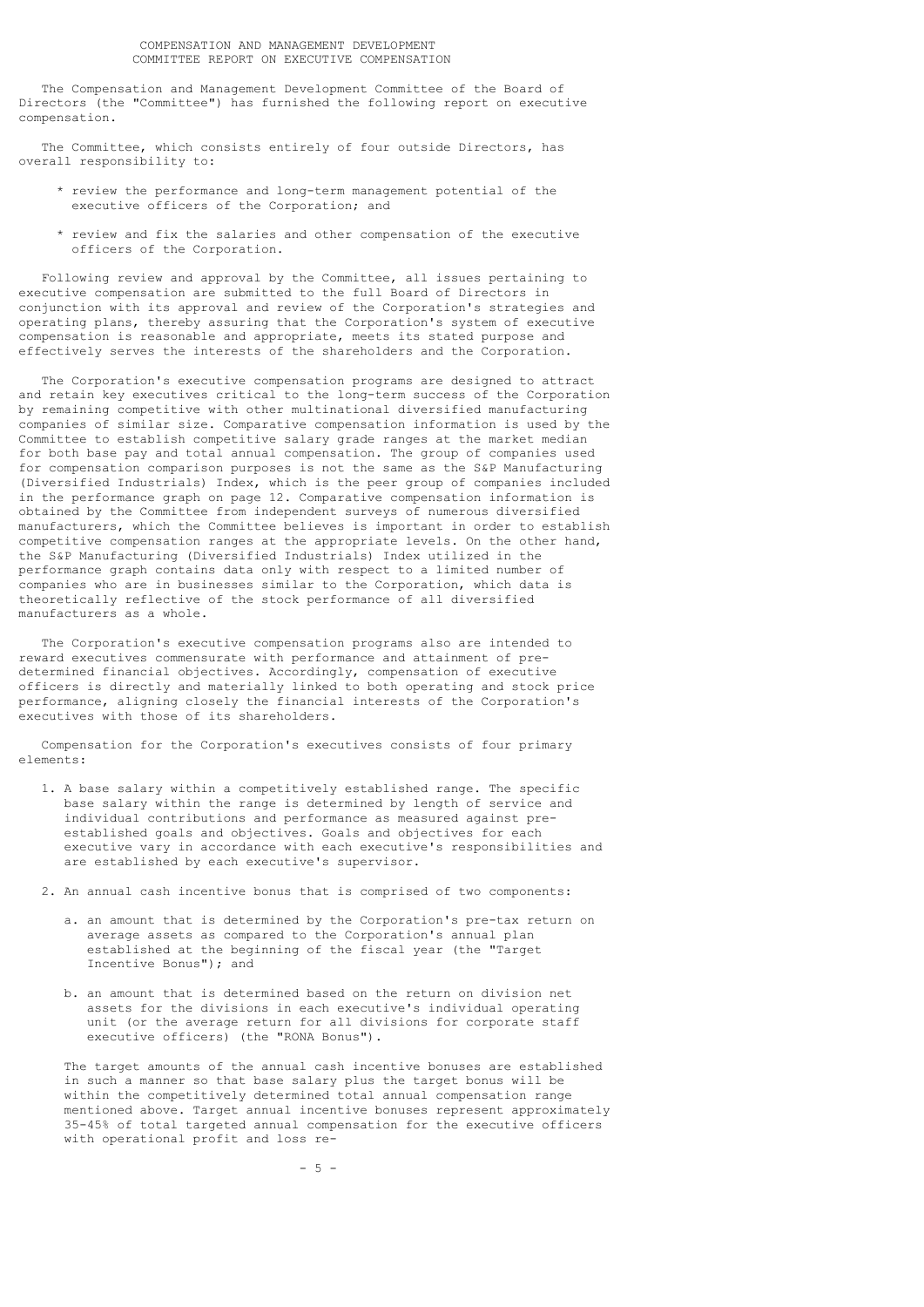## COMPENSATION AND MANAGEMENT DEVELOPMENT COMMITTEE REPORT ON EXECUTIVE COMPENSATION

The Compensation and Management Development Committee of the Board of Directors (the "Committee") has furnished the following report on executive compensation.

The Committee, which consists entirely of four outside Directors, has overall responsibility to:

* review the performance and long-term management potential of the executive officers of the Corporation; and
* review and fix the salaries and other compensation of the executive officers of the Corporation.

Following review and approval by the Committee, all issues pertaining to executive compensation are submitted to the full Board of Directors in conjunction with its approval and review of the Corporation's strategies and operating plans, thereby assuring that the Corporation's system of executive compensation is reasonable and appropriate, meets its stated purpose and effectively serves the interests of the shareholders and the Corporation.

The Corporation's executive compensation programs are designed to attract and retain key executives critical to the long-term success of the Corporation by remaining competitive with other multinational diversified manufacturing companies of similar size. Comparative compensation information is used by the Committee to establish competitive salary grade ranges at the market median for both base pay and total annual compensation. The group of companies used for compensation comparison purposes is not the same as the S&P Manufacturing (Diversified Industrials) Index, which is the peer group of companies included in the performance graph on page 12. Comparative compensation information is obtained by the Committee from independent surveys of numerous diversified manufacturers, which the Committee believes is important in order to establish competitive compensation ranges at the appropriate levels. On the other hand, the S&P Manufacturing (Diversified Industrials) Index utilized in the performance graph contains data only with respect to a limited number of companies who are in businesses similar to the Corporation, which data is theoretically reflective of the stock performance of all diversified manufacturers as a whole.

The Corporation's executive compensation programs also are intended to reward executives commensurate with performance and attainment of pre-determined financial objectives. Accordingly, compensation of executive officers is directly and materially linked to both operating and stock price performance, aligning closely the financial interests of the Corporation's executives with those of its shareholders.

Compensation for the Corporation's executives consists of four primary elements:

1. A base salary within a competitively established range. The specific base salary within the range is determined by length of service and individual contributions and performance as measured against pre-established goals and objectives. Goals and objectives for each executive vary in accordance with each executive's responsibilities and are established by each executive's supervisor.

2. An annual cash incentive bonus that is comprised of two components:

   a. an amount that is determined by the Corporation's pre-tax return on average assets as compared to the Corporation's annual plan established at the beginning of the fiscal year (the "Target Incentive Bonus"); and

   b. an amount that is determined based on the return on division net assets for the divisions in each executive's individual operating unit (or the average return for all divisions for corporate staff executive officers) (the "RONA Bonus").

   The target amounts of the annual cash incentive bonuses are established in such a manner so that base salary plus the target bonus will be within the competitively determined total annual compensation range mentioned above. Target annual incentive bonuses represent approximately 35-45% of total targeted annual compensation for the executive officers with operational profit and loss re-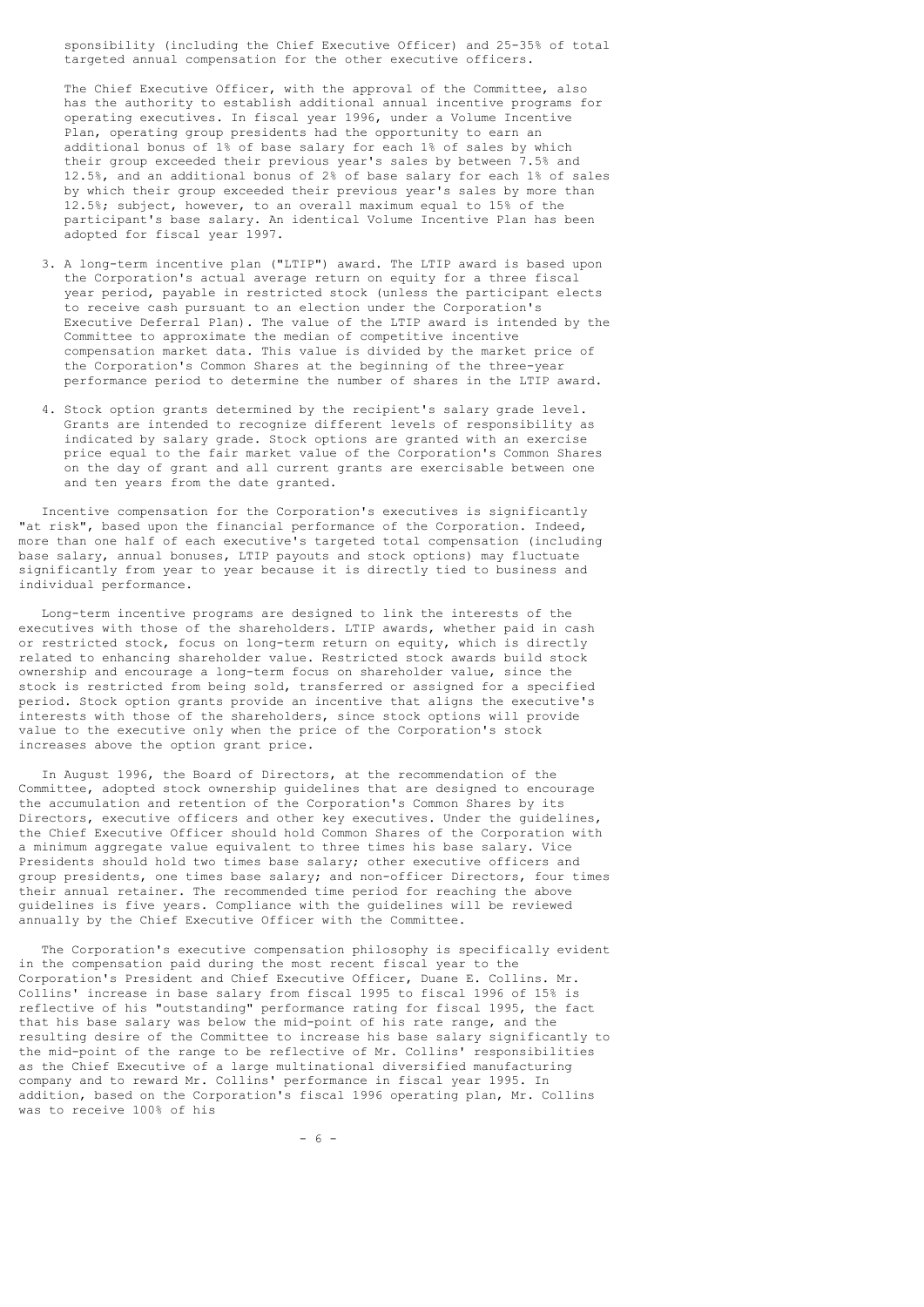sponsibility (including the Chief Executive Officer) and 25-35% of total targeted annual compensation for the other executive officers.

The Chief Executive Officer, with the approval of the Committee, also has the authority to establish additional annual incentive programs for operating executives. In fiscal year 1996, under a Volume Incentive Plan, operating group presidents had the opportunity to earn an additional bonus of 1% of base salary for each 1% of sales by which their group exceeded their previous year's sales by between 7.5% and 12.5%, and an additional bonus of 2% of base salary for each 1% of sales by which their group exceeded their previous year's sales by more than 12.5%; subject, however, to an overall maximum equal to 15% of the participant's base salary. An identical Volume Incentive Plan has been adopted for fiscal year 1997.

3. A long-term incentive plan ("LTIP") award. The LTIP award is based upon the Corporation's actual average return on equity for a three fiscal year period, payable in restricted stock (unless the participant elects to receive cash pursuant to an election under the Corporation's Executive Deferral Plan). The value of the LTIP award is intended by the Committee to approximate the median of competitive incentive compensation market data. This value is divided by the market price of the Corporation's Common Shares at the beginning of the three-year performance period to determine the number of shares in the LTIP award.

4. Stock option grants determined by the recipient's salary grade level. Grants are intended to recognize different levels of responsibility as indicated by salary grade. Stock options are granted with an exercise price equal to the fair market value of the Corporation's Common Shares on the day of grant and all current grants are exercisable between one and ten years from the date granted.

Incentive compensation for the Corporation's executives is significantly "at risk", based upon the financial performance of the Corporation. Indeed, more than one half of each executive's targeted total compensation (including base salary, annual bonuses, LTIP payouts and stock options) may fluctuate significantly from year to year because it is directly tied to business and individual performance.

Long-term incentive programs are designed to link the interests of the executives with those of the shareholders. LTIP awards, whether paid in cash or restricted stock, focus on long-term return on equity, which is directly related to enhancing shareholder value. Restricted stock awards build stock ownership and encourage a long-term focus on shareholder value, since the stock is restricted from being sold, transferred or assigned for a specified period. Stock option grants provide an incentive that aligns the executive's interests with those of the shareholders, since stock options will provide value to the executive only when the price of the Corporation's stock increases above the option grant price.

In August 1996, the Board of Directors, at the recommendation of the Committee, adopted stock ownership guidelines that are designed to encourage the accumulation and retention of the Corporation's Common Shares by its Directors, executive officers and other key executives. Under the guidelines, the Chief Executive Officer should hold Common Shares of the Corporation with a minimum aggregate value equivalent to three times his base salary. Vice Presidents should hold two times base salary; other executive officers and group presidents, one times base salary; and non-officer Directors, four times their annual retainer. The recommended time period for reaching the above guidelines is five years. Compliance with the guidelines will be reviewed annually by the Chief Executive Officer with the Committee.

The Corporation's executive compensation philosophy is specifically evident in the compensation paid during the most recent fiscal year to the Corporation's President and Chief Executive Officer, Duane E. Collins. Mr. Collins' increase in base salary from fiscal 1995 to fiscal 1996 of 15% is reflective of his "outstanding" performance rating for fiscal 1995, the fact that his base salary was below the mid-point of his rate range, and the resulting desire of the Committee to increase his base salary significantly to the mid-point of the range to be reflective of Mr. Collins' responsibilities as the Chief Executive of a large multinational diversified manufacturing company and to reward Mr. Collins' performance in fiscal year 1995. In addition, based on the Corporation's fiscal 1996 operating plan, Mr. Collins was to receive 100% of his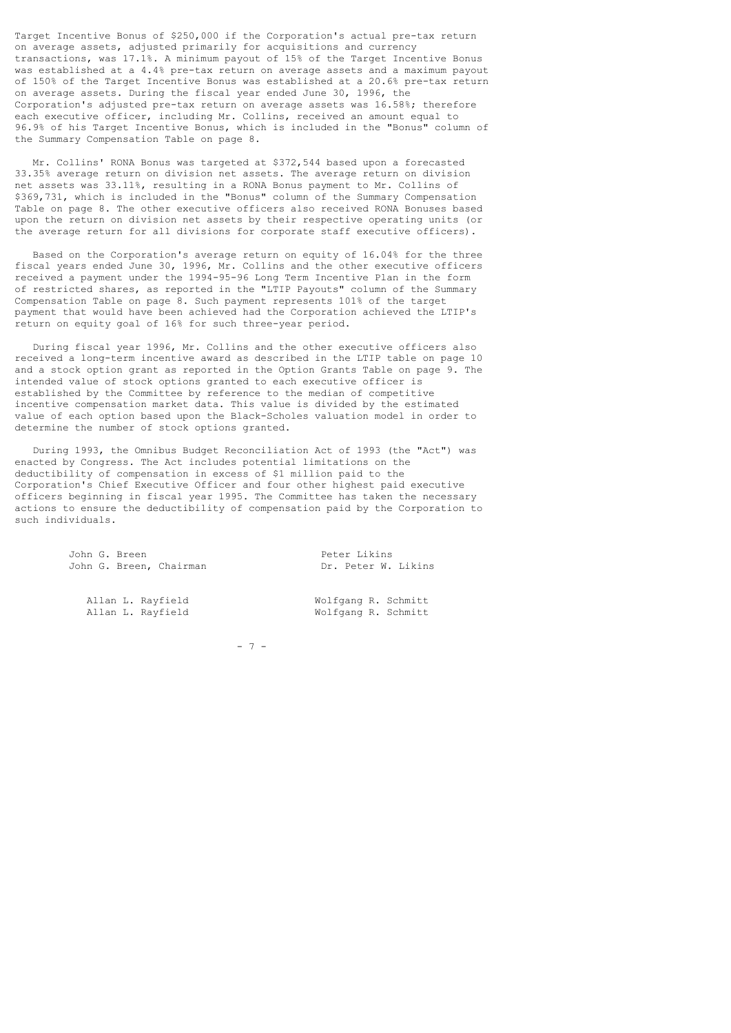Target Incentive Bonus of $250,000 if the Corporation's actual pre-tax return on average assets, adjusted primarily for acquisitions and currency transactions, was 17.1%. A minimum payout of 15% of the Target Incentive Bonus was established at a 4.4% pre-tax return on average assets and a maximum payout of 150% of the Target Incentive Bonus was established at a 20.6% pre-tax return on average assets. During the fiscal year ended June 30, 1996, the Corporation's adjusted pre-tax return on average assets was 16.58%; therefore each executive officer, including Mr. Collins, received an amount equal to 96.9% of his Target Incentive Bonus, which is included in the "Bonus" column of the Summary Compensation Table on page 8.

Mr. Collins' RONA Bonus was targeted at $372,544 based upon a forecasted 33.35% average return on division net assets. The average return on division net assets was 33.11%, resulting in a RONA Bonus payment to Mr. Collins of $369,731, which is included in the "Bonus" column of the Summary Compensation Table on page 8. The other executive officers also received RONA Bonuses based upon the return on division net assets by their respective operating units (or the average return for all divisions for corporate staff executive officers).

Based on the Corporation's average return on equity of 16.04% for the three fiscal years ended June 30, 1996, Mr. Collins and the other executive officers received a payment under the 1994-95-96 Long Term Incentive Plan in the form of restricted shares, as reported in the "LTIP Payouts" column of the Summary Compensation Table on page 8. Such payment represents 101% of the target payment that would have been achieved had the Corporation achieved the LTIP's return on equity goal of 16% for such three-year period.

During fiscal year 1996, Mr. Collins and the other executive officers also received a long-term incentive award as described in the LTIP table on page 10 and a stock option grant as reported in the Option Grants Table on page 9. The intended value of stock options granted to each executive officer is established by the Committee by reference to the median of competitive incentive compensation market data. This value is divided by the estimated value of each option based upon the Black-Scholes valuation model in order to determine the number of stock options granted.

During 1993, the Omnibus Budget Reconciliation Act of 1993 (the "Act") was enacted by Congress. The Act includes potential limitations on the deductibility of compensation in excess of $1 million paid to the Corporation's Chief Executive Officer and four other highest paid executive officers beginning in fiscal year 1995. The Committee has taken the necessary actions to ensure the deductibility of compensation paid by the Corporation to such individuals.

| | |
|---|---|
| John G. Breen | Peter Likins |
| John G. Breen, Chairman | Dr. Peter W. Likins |
| Allan L. Rayfield | Wolfgang R. Schmitt |
| Allan L. Rayfield | Wolfgang R. Schmitt |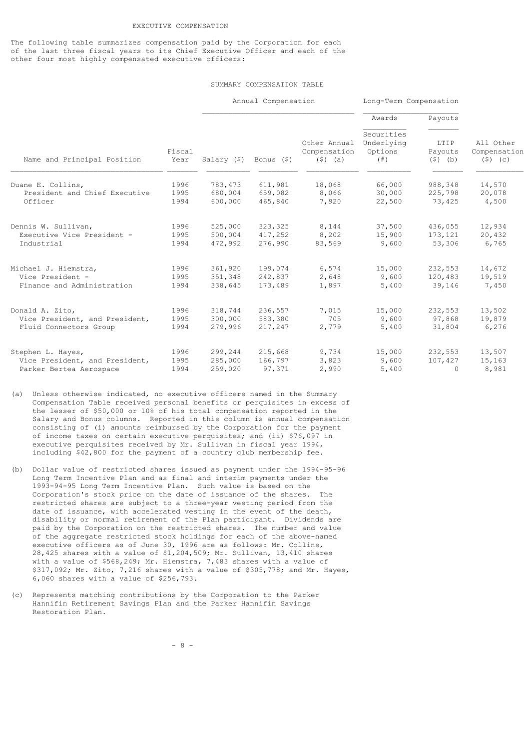## EXECUTIVE COMPENSATION

The following table summarizes compensation paid by the Corporation for each of the last three fiscal years to its Chief Executive Officer and each of the other four most highly compensated executive officers:

### SUMMARY COMPENSATION TABLE

| | | Annual Compensation | | | Long-Term Compensation | | |
|---|---|---|---|---|---|---|---|
| | | | | | Awards | Payouts | |
| Name and Principal Position | Fiscal Year | Salary ($) | Bonus ($) | Other Annual Compensation ($) (a) | Securities Underlying Options (#) | LTIP Payouts ($) (b) | All Other Compensation ($) (c) |
| Duane E. Collins, | 1996 | 783,473 | 611,981 | 18,068 | 66,000 | 988,348 | 14,570 |
| President and Chief Executive | 1995 | 680,004 | 659,082 | 8,066 | 30,000 | 225,798 | 20,078 |
| Officer | 1994 | 600,000 | 465,840 | 7,920 | 22,500 | 73,425 | 4,500 |
| Dennis W. Sullivan, | 1996 | 525,000 | 323,325 | 8,144 | 37,500 | 436,055 | 12,934 |
| Executive Vice President - | 1995 | 500,004 | 417,252 | 8,202 | 15,900 | 173,121 | 20,432 |
| Industrial | 1994 | 472,992 | 276,990 | 83,569 | 9,600 | 53,306 | 6,765 |
| Michael J. Hiemstra, | 1996 | 361,920 | 199,074 | 6,574 | 15,000 | 232,553 | 14,672 |
| Vice President - | 1995 | 351,348 | 242,837 | 2,648 | 9,600 | 120,483 | 19,519 |
| Finance and Administration | 1994 | 338,645 | 173,489 | 1,897 | 5,400 | 39,146 | 7,450 |
| Donald A. Zito, | 1996 | 318,744 | 236,557 | 7,015 | 15,000 | 232,553 | 13,502 |
| Vice President, and President, | 1995 | 300,000 | 583,380 | 705 | 9,600 | 97,868 | 19,879 |
| Fluid Connectors Group | 1994 | 279,996 | 217,247 | 2,779 | 5,400 | 31,804 | 6,276 |
| Stephen L. Hayes, | 1996 | 299,244 | 215,668 | 9,734 | 15,000 | 232,553 | 13,507 |
| Vice President, and President, | 1995 | 285,000 | 166,797 | 3,823 | 9,600 | 107,427 | 15,163 |
| Parker Bertea Aerospace | 1994 | 259,020 | 97,371 | 2,990 | 5,400 | 0 | 8,981 |

(a) Unless otherwise indicated, no executive officers named in the Summary Compensation Table received personal benefits or perquisites in excess of the lesser of $50,000 or 10% of his total compensation reported in the Salary and Bonus columns. Reported in this column is annual compensation consisting of (i) amounts reimbursed by the Corporation for the payment of income taxes on certain executive perquisites; and (ii) $76,097 in executive perquisites received by Mr. Sullivan in fiscal year 1994, including $42,800 for the payment of a country club membership fee.

(b) Dollar value of restricted shares issued as payment under the 1994-95-96 Long Term Incentive Plan and as final and interim payments under the 1993-94-95 Long Term Incentive Plan. Such value is based on the Corporation's stock price on the date of issuance of the shares. The restricted shares are subject to a three-year vesting period from the date of issuance, with accelerated vesting in the event of the death, disability or normal retirement of the Plan participant. Dividends are paid by the Corporation on the restricted shares. The number and value of the aggregate restricted stock holdings for each of the above-named executive officers as of June 30, 1996 are as follows: Mr. Collins, 28,425 shares with a value of $1,204,509; Mr. Sullivan, 13,410 shares with a value of $568,249; Mr. Hiemstra, 7,483 shares with a value of $317,092; Mr. Zito, 7,216 shares with a value of $305,778; and Mr. Hayes, 6,060 shares with a value of $256,793.

(c) Represents matching contributions by the Corporation to the Parker Hannifin Retirement Savings Plan and the Parker Hannifin Savings Restoration Plan.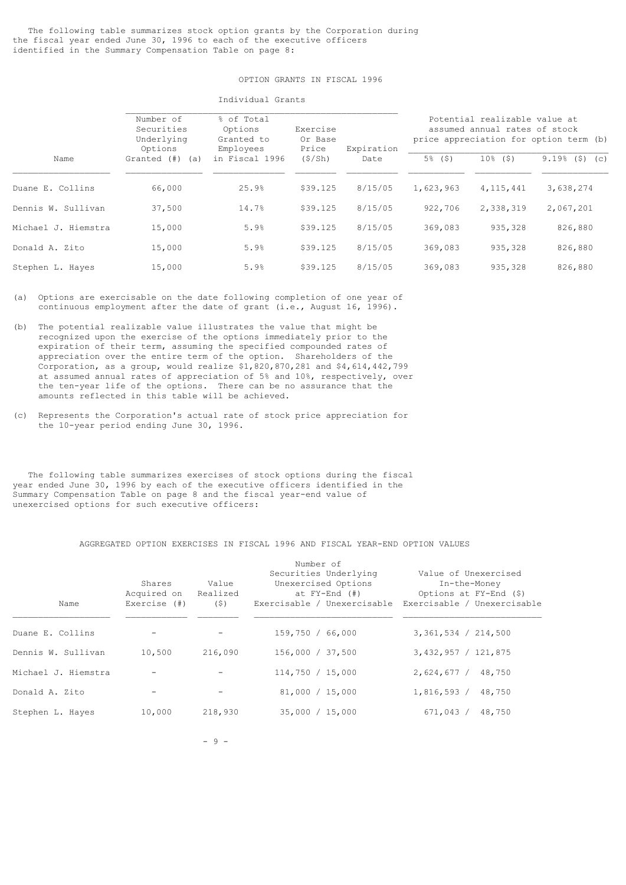The following table summarizes stock option grants by the Corporation during the fiscal year ended June 30, 1996 to each of the executive officers identified in the Summary Compensation Table on page 8:

### OPTION GRANTS IN FISCAL 1996

| | Individual Grants | | | | Potential realizable value at assumed annual rates of stock price appreciation for option term (b) | | |
|---|---|---|---|---|---|---|---|
| Name | Number of Securities Underlying Options Granted (#) (a) | % of Total Options Granted to Employees in Fiscal 1996 | Exercise Or Base Price ($/Sh) | Expiration Date | 5% ($) | 10% ($) | 9.19% ($) (c) |
| Duane E. Collins | 66,000 | 25.9% | $39.125 | 8/15/05 | 1,623,963 | 4,115,441 | 3,638,274 |
| Dennis W. Sullivan | 37,500 | 14.7% | $39.125 | 8/15/05 | 922,706 | 2,338,319 | 2,067,201 |
| Michael J. Hiemstra | 15,000 | 5.9% | $39.125 | 8/15/05 | 369,083 | 935,328 | 826,880 |
| Donald A. Zito | 15,000 | 5.9% | $39.125 | 8/15/05 | 369,083 | 935,328 | 826,880 |
| Stephen L. Hayes | 15,000 | 5.9% | $39.125 | 8/15/05 | 369,083 | 935,328 | 826,880 |

(a) Options are exercisable on the date following completion of one year of continuous employment after the date of grant (i.e., August 16, 1996).

(b) The potential realizable value illustrates the value that might be recognized upon the exercise of the options immediately prior to the expiration of their term, assuming the specified compounded rates of appreciation over the entire term of the option. Shareholders of the Corporation, as a group, would realize $1,820,870,281 and $4,614,442,799 at assumed annual rates of appreciation of 5% and 10%, respectively, over the ten-year life of the options. There can be no assurance that the amounts reflected in this table will be achieved.

(c) Represents the Corporation's actual rate of stock price appreciation for the 10-year period ending June 30, 1996.

The following table summarizes exercises of stock options during the fiscal year ended June 30, 1996 by each of the executive officers identified in the Summary Compensation Table on page 8 and the fiscal year-end value of unexercised options for such executive officers:

### AGGREGATED OPTION EXERCISES IN FISCAL 1996 AND FISCAL YEAR-END OPTION VALUES

| Name | Shares Acquired on Exercise (#) | Value Realized ($) | Number of Securities Underlying Unexercised Options at FY-End (#) Exercisable / Unexercisable | Value of Unexercised In-the-Money Options at FY-End ($) Exercisable / Unexercisable |
|---|---|---|---|---|
| Duane E. Collins | - | - | 159,750 / 66,000 | 3,361,534 / 214,500 |
| Dennis W. Sullivan | 10,500 | 216,090 | 156,000 / 37,500 | 3,432,957 / 121,875 |
| Michael J. Hiemstra | - | - | 114,750 / 15,000 | 2,624,677 / 48,750 |
| Donald A. Zito | - | - | 81,000 / 15,000 | 1,816,593 / 48,750 |
| Stephen L. Hayes | 10,000 | 218,930 | 35,000 / 15,000 | 671,043 / 48,750 |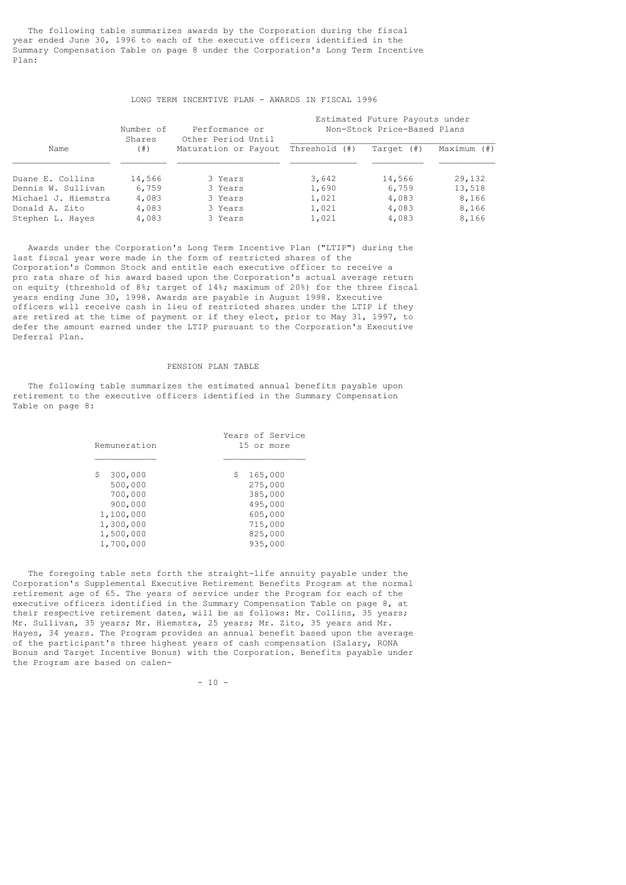The following table summarizes awards by the Corporation during the fiscal year ended June 30, 1996 to each of the executive officers identified in the Summary Compensation Table on page 8 under the Corporation's Long Term Incentive Plan:

### LONG TERM INCENTIVE PLAN - AWARDS IN FISCAL 1996

| Name | Number of Shares (#) | Performance or Other Period Until Maturation or Payout | Estimated Future Payouts under Non-Stock Price-Based Plans | | |
|---|---|---|---|---|---|
| | | | Threshold (#) | Target (#) | Maximum (#) |
| Duane E. Collins | 14,566 | 3 Years | 3,642 | 14,566 | 29,132 |
| Dennis W. Sullivan | 6,759 | 3 Years | 1,690 | 6,759 | 13,518 |
| Michael J. Hiemstra | 4,083 | 3 Years | 1,021 | 4,083 | 8,166 |
| Donald A. Zito | 4,083 | 3 Years | 1,021 | 4,083 | 8,166 |
| Stephen L. Hayes | 4,083 | 3 Years | 1,021 | 4,083 | 8,166 |

Awards under the Corporation's Long Term Incentive Plan ("LTIP") during the last fiscal year were made in the form of restricted shares of the Corporation's Common Stock and entitle each executive officer to receive a pro rata share of his award based upon the Corporation's actual average return on equity (threshold of 8%; target of 14%; maximum of 20%) for the three fiscal years ending June 30, 1998. Awards are payable in August 1998. Executive officers will receive cash in lieu of restricted shares under the LTIP if they are retired at the time of payment or if they elect, prior to May 31, 1997, to defer the amount earned under the LTIP pursuant to the Corporation's Executive Deferral Plan.

### PENSION PLAN TABLE

The following table summarizes the estimated annual benefits payable upon retirement to the executive officers identified in the Summary Compensation Table on page 8:

| Remuneration | Years of Service 15 or more |
|---|---|
| $ 300,000 | $ 165,000 |
| 500,000 | 275,000 |
| 700,000 | 385,000 |
| 900,000 | 495,000 |
| 1,100,000 | 605,000 |
| 1,300,000 | 715,000 |
| 1,500,000 | 825,000 |
| 1,700,000 | 935,000 |

The foregoing table sets forth the straight-life annuity payable under the Corporation's Supplemental Executive Retirement Benefits Program at the normal retirement age of 65. The years of service under the Program for each of the executive officers identified in the Summary Compensation Table on page 8, at their respective retirement dates, will be as follows: Mr. Collins, 35 years; Mr. Sullivan, 35 years; Mr. Hiemstra, 25 years; Mr. Zito, 35 years and Mr. Hayes, 34 years. The Program provides an annual benefit based upon the average of the participant's three highest years of cash compensation (Salary, RONA Bonus and Target Incentive Bonus) with the Corporation. Benefits payable under the Program are based on calen-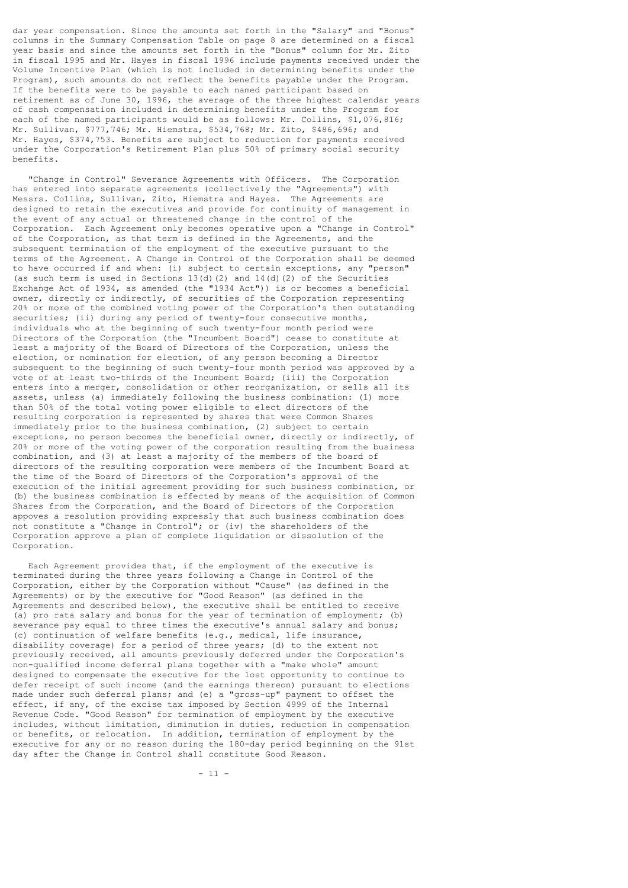dar year compensation. Since the amounts set forth in the "Salary" and "Bonus" columns in the Summary Compensation Table on page 8 are determined on a fiscal year basis and since the amounts set forth in the "Bonus" column for Mr. Zito in fiscal 1995 and Mr. Hayes in fiscal 1996 include payments received under the Volume Incentive Plan (which is not included in determining benefits under the Program), such amounts do not reflect the benefits payable under the Program. If the benefits were to be payable to each named participant based on retirement as of June 30, 1996, the average of the three highest calendar years of cash compensation included in determining benefits under the Program for each of the named participants would be as follows: Mr. Collins, $1,076,816; Mr. Sullivan, $777,746; Mr. Hiemstra, $534,768; Mr. Zito, $486,696; and Mr. Hayes, $374,753. Benefits are subject to reduction for payments received under the Corporation's Retirement Plan plus 50% of primary social security benefits.

"Change in Control" Severance Agreements with Officers. The Corporation has entered into separate agreements (collectively the "Agreements") with Messrs. Collins, Sullivan, Zito, Hiemstra and Hayes. The Agreements are designed to retain the executives and provide for continuity of management in the event of any actual or threatened change in the control of the Corporation. Each Agreement only becomes operative upon a "Change in Control" of the Corporation, as that term is defined in the Agreements, and the subsequent termination of the employment of the executive pursuant to the terms of the Agreement. A Change in Control of the Corporation shall be deemed to have occurred if and when: (i) subject to certain exceptions, any "person" (as such term is used in Sections 13(d)(2) and 14(d)(2) of the Securities Exchange Act of 1934, as amended (the "1934 Act")) is or becomes a beneficial owner, directly or indirectly, of securities of the Corporation representing 20% or more of the combined voting power of the Corporation's then outstanding securities; (ii) during any period of twenty-four consecutive months, individuals who at the beginning of such twenty-four month period were Directors of the Corporation (the "Incumbent Board") cease to constitute at least a majority of the Board of Directors of the Corporation, unless the election, or nomination for election, of any person becoming a Director subsequent to the beginning of such twenty-four month period was approved by a vote of at least two-thirds of the Incumbent Board; (iii) the Corporation enters into a merger, consolidation or other reorganization, or sells all its assets, unless (a) immediately following the business combination: (1) more than 50% of the total voting power eligible to elect directors of the resulting corporation is represented by shares that were Common Shares immediately prior to the business combination, (2) subject to certain exceptions, no person becomes the beneficial owner, directly or indirectly, of 20% or more of the voting power of the corporation resulting from the business combination, and (3) at least a majority of the members of the board of directors of the resulting corporation were members of the Incumbent Board at the time of the Board of Directors of the Corporation's approval of the execution of the initial agreement providing for such business combination, or (b) the business combination is effected by means of the acquisition of Common Shares from the Corporation, and the Board of Directors of the Corporation appoves a resolution providing expressly that such business combination does not constitute a "Change in Control"; or (iv) the shareholders of the Corporation approve a plan of complete liquidation or dissolution of the Corporation.

Each Agreement provides that, if the employment of the executive is terminated during the three years following a Change in Control of the Corporation, either by the Corporation without "Cause" (as defined in the Agreements) or by the executive for "Good Reason" (as defined in the Agreements and described below), the executive shall be entitled to receive (a) pro rata salary and bonus for the year of termination of employment; (b) severance pay equal to three times the executive's annual salary and bonus; (c) continuation of welfare benefits (e.g., medical, life insurance, disability coverage) for a period of three years; (d) to the extent not previously received, all amounts previously deferred under the Corporation's non-qualified income deferral plans together with a "make whole" amount designed to compensate the executive for the lost opportunity to continue to defer receipt of such income (and the earnings thereon) pursuant to elections made under such deferral plans; and (e) a "gross-up" payment to offset the effect, if any, of the excise tax imposed by Section 4999 of the Internal Revenue Code. "Good Reason" for termination of employment by the executive includes, without limitation, diminution in duties, reduction in compensation or benefits, or relocation. In addition, termination of employment by the executive for any or no reason during the 180-day period beginning on the 91st day after the Change in Control shall constitute Good Reason.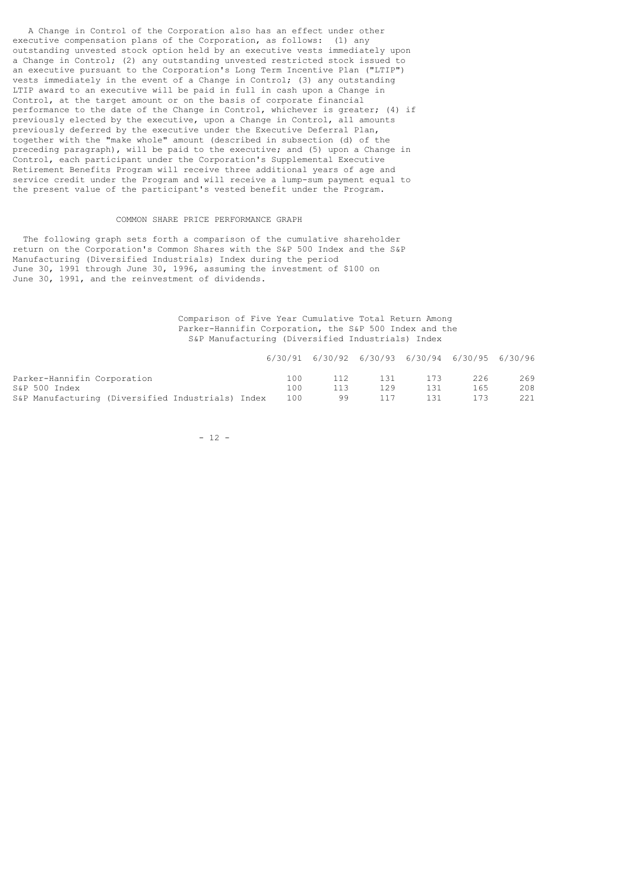A Change in Control of the Corporation also has an effect under other executive compensation plans of the Corporation, as follows: (1) any outstanding unvested stock option held by an executive vests immediately upon a Change in Control; (2) any outstanding unvested restricted stock issued to an executive pursuant to the Corporation's Long Term Incentive Plan ("LTIP") vests immediately in the event of a Change in Control; (3) any outstanding LTIP award to an executive will be paid in full in cash upon a Change in Control, at the target amount or on the basis of corporate financial performance to the date of the Change in Control, whichever is greater; (4) if previously elected by the executive, upon a Change in Control, all amounts previously deferred by the executive under the Executive Deferral Plan, together with the "make whole" amount (described in subsection (d) of the preceding paragraph), will be paid to the executive; and (5) upon a Change in Control, each participant under the Corporation's Supplemental Executive Retirement Benefits Program will receive three additional years of age and service credit under the Program and will receive a lump-sum payment equal to the present value of the participant's vested benefit under the Program.

## COMMON SHARE PRICE PERFORMANCE GRAPH

The following graph sets forth a comparison of the cumulative shareholder return on the Corporation's Common Shares with the S&P 500 Index and the S&P Manufacturing (Diversified Industrials) Index during the period June 30, 1991 through June 30, 1996, assuming the investment of $100 on June 30, 1991, and the reinvestment of dividends.

Comparison of Five Year Cumulative Total Return Among Parker-Hannifin Corporation, the S&P 500 Index and the S&P Manufacturing (Diversified Industrials) Index

| | 6/30/91 | 6/30/92 | 6/30/93 | 6/30/94 | 6/30/95 | 6/30/96 |
|---|---|---|---|---|---|---|
| Parker-Hannifin Corporation | 100 | 112 | 131 | 173 | 226 | 269 |
| S&P 500 Index | 100 | 113 | 129 | 131 | 165 | 208 |
| S&P Manufacturing (Diversified Industrials) Index | 100 | 99 | 117 | 131 | 173 | 221 |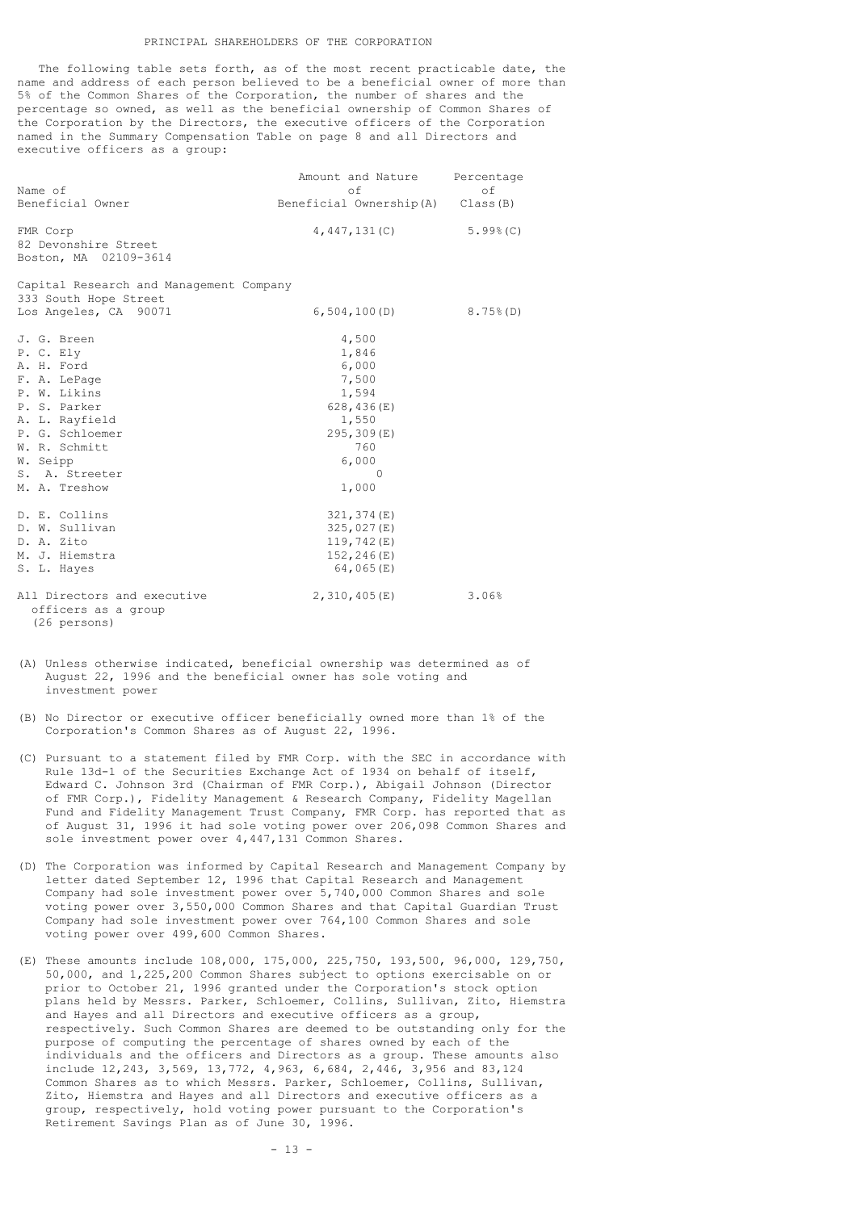## PRINCIPAL SHAREHOLDERS OF THE CORPORATION

The following table sets forth, as of the most recent practicable date, the name and address of each person believed to be a beneficial owner of more than 5% of the Common Shares of the Corporation, the number of shares and the percentage so owned, as well as the beneficial ownership of Common Shares of the Corporation by the Directors, the executive officers of the Corporation named in the Summary Compensation Table on page 8 and all Directors and executive officers as a group:

| Name of Beneficial Owner | Amount and Nature of Beneficial Ownership(A) | Percentage of Class(B) |
|---|---|---|
| FMR Corp<br>82 Devonshire Street<br>Boston, MA 02109-3614 | 4,447,131(C) | 5.99%(C) |
| Capital Research and Management Company<br>333 South Hope Street<br>Los Angeles, CA 90071 | 6,504,100(D) | 8.75%(D) |
| J. G. Breen | 4,500 | |
| P. C. Ely | 1,846 | |
| A. H. Ford | 6,000 | |
| F. A. LePage | 7,500 | |
| P. W. Likins | 1,594 | |
| P. S. Parker | 628,436(E) | |
| A. L. Rayfield | 1,550 | |
| P. G. Schloemer | 295,309(E) | |
| W. R. Schmitt | 760 | |
| W. Seipp | 6,000 | |
| S. A. Streeter | 0 | |
| M. A. Treshow | 1,000 | |
| D. E. Collins | 321,374(E) | |
| D. W. Sullivan | 325,027(E) | |
| D. A. Zito | 119,742(E) | |
| M. J. Hiemstra | 152,246(E) | |
| S. L. Hayes | 64,065(E) | |
| All Directors and executive officers as a group (26 persons) | 2,310,405(E) | 3.06% |

(A) Unless otherwise indicated, beneficial ownership was determined as of August 22, 1996 and the beneficial owner has sole voting and investment power

(B) No Director or executive officer beneficially owned more than 1% of the Corporation's Common Shares as of August 22, 1996.

(C) Pursuant to a statement filed by FMR Corp. with the SEC in accordance with Rule 13d-1 of the Securities Exchange Act of 1934 on behalf of itself, Edward C. Johnson 3rd (Chairman of FMR Corp.), Abigail Johnson (Director of FMR Corp.), Fidelity Management & Research Company, Fidelity Magellan Fund and Fidelity Management Trust Company, FMR Corp. has reported that as of August 31, 1996 it had sole voting power over 206,098 Common Shares and sole investment power over 4,447,131 Common Shares.

(D) The Corporation was informed by Capital Research and Management Company by letter dated September 12, 1996 that Capital Research and Management Company had sole investment power over 5,740,000 Common Shares and sole voting power over 3,550,000 Common Shares and that Capital Guardian Trust Company had sole investment power over 764,100 Common Shares and sole voting power over 499,600 Common Shares.

(E) These amounts include 108,000, 175,000, 225,750, 193,500, 96,000, 129,750, 50,000, and 1,225,200 Common Shares subject to options exercisable on or prior to October 21, 1996 granted under the Corporation's stock option plans held by Messrs. Parker, Schloemer, Collins, Sullivan, Zito, Hiemstra and Hayes and all Directors and executive officers as a group, respectively. Such Common Shares are deemed to be outstanding only for the purpose of computing the percentage of shares owned by each of the individuals and the officers and Directors as a group. These amounts also include 12,243, 3,569, 13,772, 4,963, 6,684, 2,446, 3,956 and 83,124 Common Shares as to which Messrs. Parker, Schloemer, Collins, Sullivan, Zito, Hiemstra and Hayes and all Directors and executive officers as a group, respectively, hold voting power pursuant to the Corporation's Retirement Savings Plan as of June 30, 1996.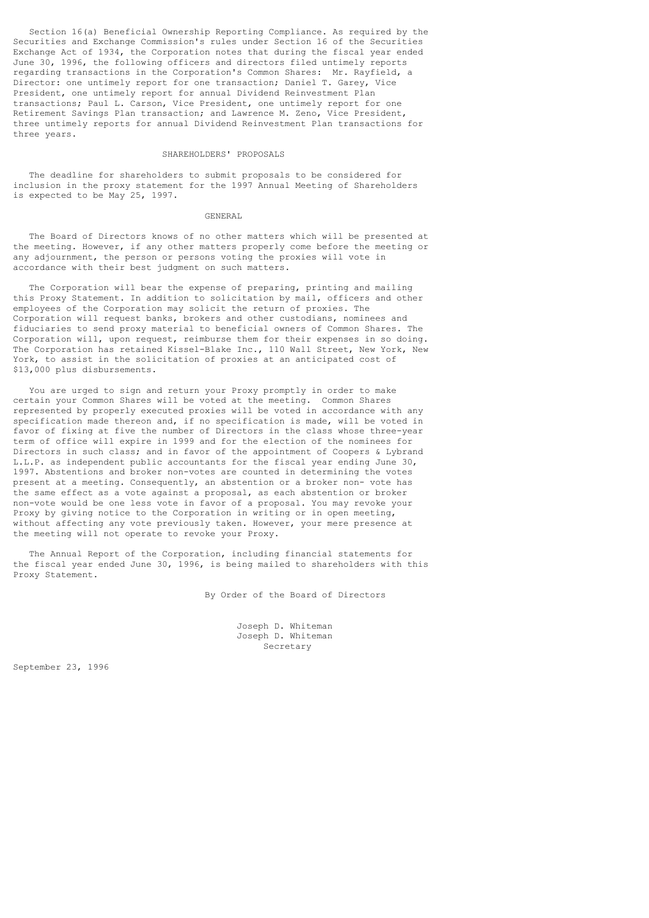Section 16(a) Beneficial Ownership Reporting Compliance. As required by the Securities and Exchange Commission's rules under Section 16 of the Securities Exchange Act of 1934, the Corporation notes that during the fiscal year ended June 30, 1996, the following officers and directors filed untimely reports regarding transactions in the Corporation's Common Shares: Mr. Rayfield, a Director: one untimely report for one transaction; Daniel T. Garey, Vice President, one untimely report for annual Dividend Reinvestment Plan transactions; Paul L. Carson, Vice President, one untimely report for one Retirement Savings Plan transaction; and Lawrence M. Zeno, Vice President, three untimely reports for annual Dividend Reinvestment Plan transactions for three years.

## SHAREHOLDERS' PROPOSALS

The deadline for shareholders to submit proposals to be considered for inclusion in the proxy statement for the 1997 Annual Meeting of Shareholders is expected to be May 25, 1997.

## GENERAL

The Board of Directors knows of no other matters which will be presented at the meeting. However, if any other matters properly come before the meeting or any adjournment, the person or persons voting the proxies will vote in accordance with their best judgment on such matters.

The Corporation will bear the expense of preparing, printing and mailing this Proxy Statement. In addition to solicitation by mail, officers and other employees of the Corporation may solicit the return of proxies. The Corporation will request banks, brokers and other custodians, nominees and fiduciaries to send proxy material to beneficial owners of Common Shares. The Corporation will, upon request, reimburse them for their expenses in so doing. The Corporation has retained Kissel-Blake Inc., 110 Wall Street, New York, New York, to assist in the solicitation of proxies at an anticipated cost of $13,000 plus disbursements.

You are urged to sign and return your Proxy promptly in order to make certain your Common Shares will be voted at the meeting. Common Shares represented by properly executed proxies will be voted in accordance with any specification made thereon and, if no specification is made, will be voted in favor of fixing at five the number of Directors in the class whose three-year term of office will expire in 1999 and for the election of the nominees for Directors in such class; and in favor of the appointment of Coopers & Lybrand L.L.P. as independent public accountants for the fiscal year ending June 30, 1997. Abstentions and broker non-votes are counted in determining the votes present at a meeting. Consequently, an abstention or a broker non- vote has the same effect as a vote against a proposal, as each abstention or broker non-vote would be one less vote in favor of a proposal. You may revoke your Proxy by giving notice to the Corporation in writing or in open meeting, without affecting any vote previously taken. However, your mere presence at the meeting will not operate to revoke your Proxy.

The Annual Report of the Corporation, including financial statements for the fiscal year ended June 30, 1996, is being mailed to shareholders with this Proxy Statement.

By Order of the Board of Directors

Joseph D. Whiteman
Joseph D. Whiteman
Secretary

September 23, 1996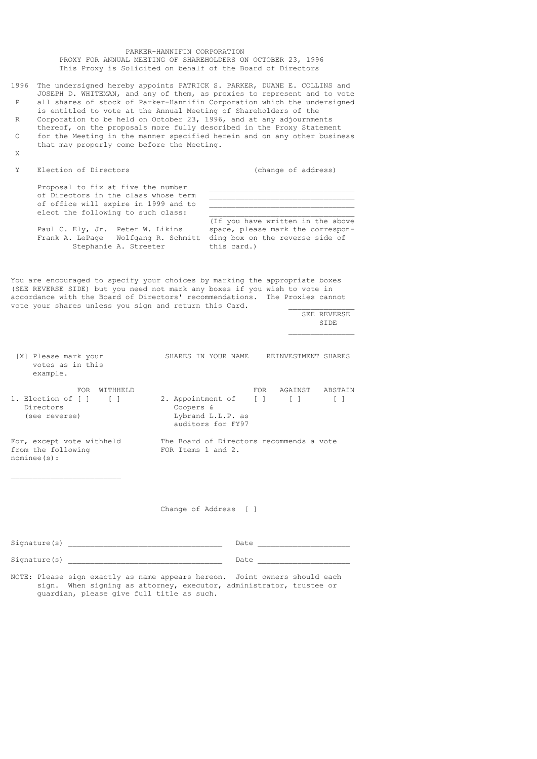PARKER-HANNIFIN CORPORATION

PROXY FOR ANNUAL MEETING OF SHAREHOLDERS ON OCTOBER 23, 1996

This Proxy is Solicited on behalf of the Board of Directors

1996 PROXY

The undersigned hereby appoints PATRICK S. PARKER, DUANE E. COLLINS and JOSEPH D. WHITEMAN, and any of them, as proxies to represent and to vote all shares of stock of Parker-Hannifin Corporation which the undersigned is entitled to vote at the Annual Meeting of Shareholders of the Corporation to be held on October 23, 1996, and at any adjournments thereof, on the proposals more fully described in the Proxy Statement for the Meeting in the manner specified herein and on any other business that may properly come before the Meeting.

Election of Directors

Proposal to fix at five the number of Directors in the class whose term of office will expire in 1999 and to elect the following to such class:

Paul C. Ely, Jr. Peter W. Likins
Frank A. LePage Wolfgang R. Schmitt
Stephanie A. Streeter

(change of address)

______________________________

______________________________

______________________________

______________________________

(If you have written in the above space, please mark the corresponding box on the reverse side of this card.)

You are encouraged to specify your choices by marking the appropriate boxes (SEE REVERSE SIDE) but you need not mark any boxes if you wish to vote in accordance with the Board of Directors' recommendations. The Proxies cannot vote your shares unless you sign and return this Card.

SEE REVERSE SIDE

[X] Please mark your votes as in this example.

SHARES IN YOUR NAME REINVESTMENT SHARES

| | FOR | WITHHELD |
|---|---|---|
| 1. Election of Directors (see reverse) | [ ] | [ ] |

| | FOR | AGAINST | ABSTAIN |
|---|---|---|---|
| 2. Appointment of Coopers & Lybrand L.L.P. as auditors for FY97 | [ ] | [ ] | [ ] |

For, except vote withheld from the following nominee(s):

________________________

The Board of Directors recommends a vote FOR Items 1 and 2.

Change of Address [ ]

Signature(s) _________________________________ Date ____________________

Signature(s) _________________________________ Date ____________________

NOTE: Please sign exactly as name appears hereon. Joint owners should each sign. When signing as attorney, executor, administrator, trustee or guardian, please give full title as such.